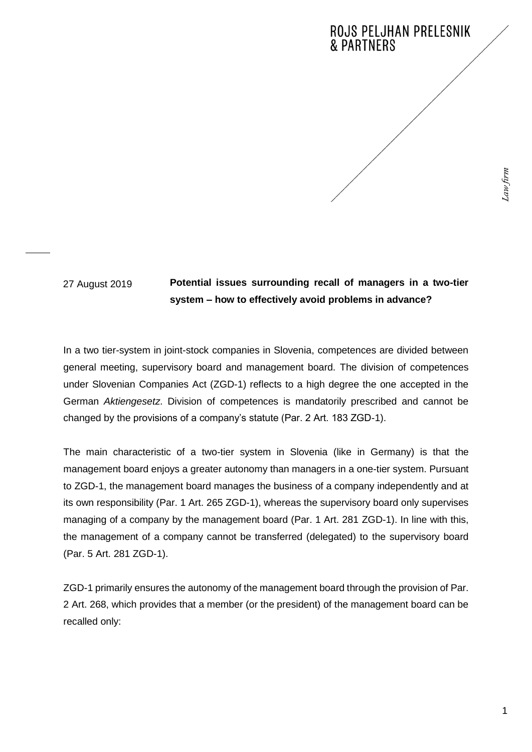ROJS PELJHAN PRELESNIK & PARTNERS

*Law firm*

27 August 2019

**Potential issues surrounding recall of managers in a two-tier system – how to effectively avoid problems in advance?**

In a two tier-system in joint-stock companies in Slovenia, competences are divided between general meeting, supervisory board and management board. The division of competences under Slovenian Companies Act (ZGD-1) reflects to a high degree the one accepted in the German *Aktiengesetz*. Division of competences is mandatorily prescribed and cannot be changed by the provisions of a company's statute (Par. 2 Art. 183 ZGD-1).

The main characteristic of a two-tier system in Slovenia (like in Germany) is that the management board enjoys a greater autonomy than managers in a one-tier system. Pursuant to ZGD-1, the management board manages the business of a company independently and at its own responsibility (Par. 1 Art. 265 ZGD-1), whereas the supervisory board only supervises managing of a company by the management board (Par. 1 Art. 281 ZGD-1). In line with this, the management of a company cannot be transferred (delegated) to the supervisory board (Par. 5 Art. 281 ZGD-1).

ZGD-1 primarily ensures the autonomy of the management board through the provision of Par. 2 Art. 268, which provides that a member (or the president) of the management board can be recalled only: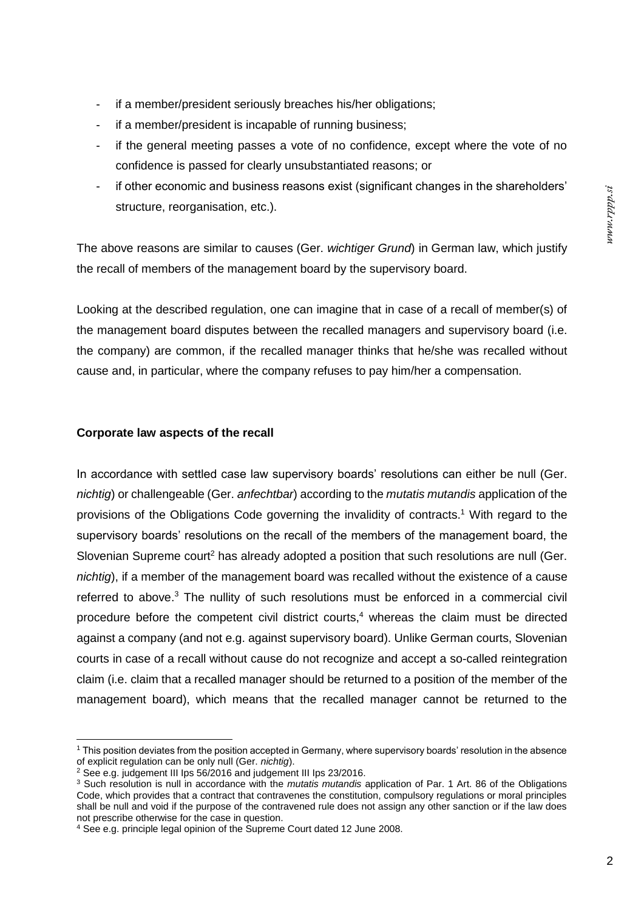- if a member/president seriously breaches his/her obligations;
- if a member/president is incapable of running business;
- if the general meeting passes a vote of no confidence, except where the vote of no confidence is passed for clearly unsubstantiated reasons; or
- if other economic and business reasons exist (significant changes in the shareholders' structure, reorganisation, etc.).

The above reasons are similar to causes (Ger. *wichtiger Grund*) in German law, which justify the recall of members of the management board by the supervisory board.

Looking at the described regulation, one can imagine that in case of a recall of member(s) of the management board disputes between the recalled managers and supervisory board (i.e. the company) are common, if the recalled manager thinks that he/she was recalled without cause and, in particular, where the company refuses to pay him/her a compensation.

**Corporate law aspects of the recall**

In accordance with settled case law supervisory boards' resolutions can either be null (Ger. *nichtig*) or challengeable (Ger. *anfechtbar*) according to the *mutatis mutandis* application of the provisions of the Obligations Code governing the invalidity of contracts.[1] With regard to the supervisory boards' resolutions on the recall of the members of the management board, the Slovenian Supreme court[2] has already adopted a position that such resolutions are null (Ger. *nichtig*), if a member of the management board was recalled without the existence of a cause referred to above.[3] The nullity of such resolutions must be enforced in a commercial civil procedure before the competent civil district courts,[4] whereas the claim must be directed against a company (and not e.g. against supervisory board). Unlike German courts, Slovenian courts in case of a recall without cause do not recognize and accept a so-called reintegration claim (i.e. claim that a recalled manager should be returned to a position of the member of the management board), which means that the recalled manager cannot be returned to the

---

[1] This position deviates from the position accepted in Germany, where supervisory boards' resolution in the absence of explicit regulation can be only null (Ger. *nichtig*).

[2] See e.g. judgement III Ips 56/2016 and judgement III Ips 23/2016.

[3] Such resolution is null in accordance with the *mutatis mutandis* application of Par. 1 Art. 86 of the Obligations Code, which provides that a contract that contravenes the constitution, compulsory regulations or moral principles shall be null and void if the purpose of the contravened rule does not assign any other sanction or if the law does not prescribe otherwise for the case in question.

[4] See e.g. principle legal opinion of the Supreme Court dated 12 June 2008.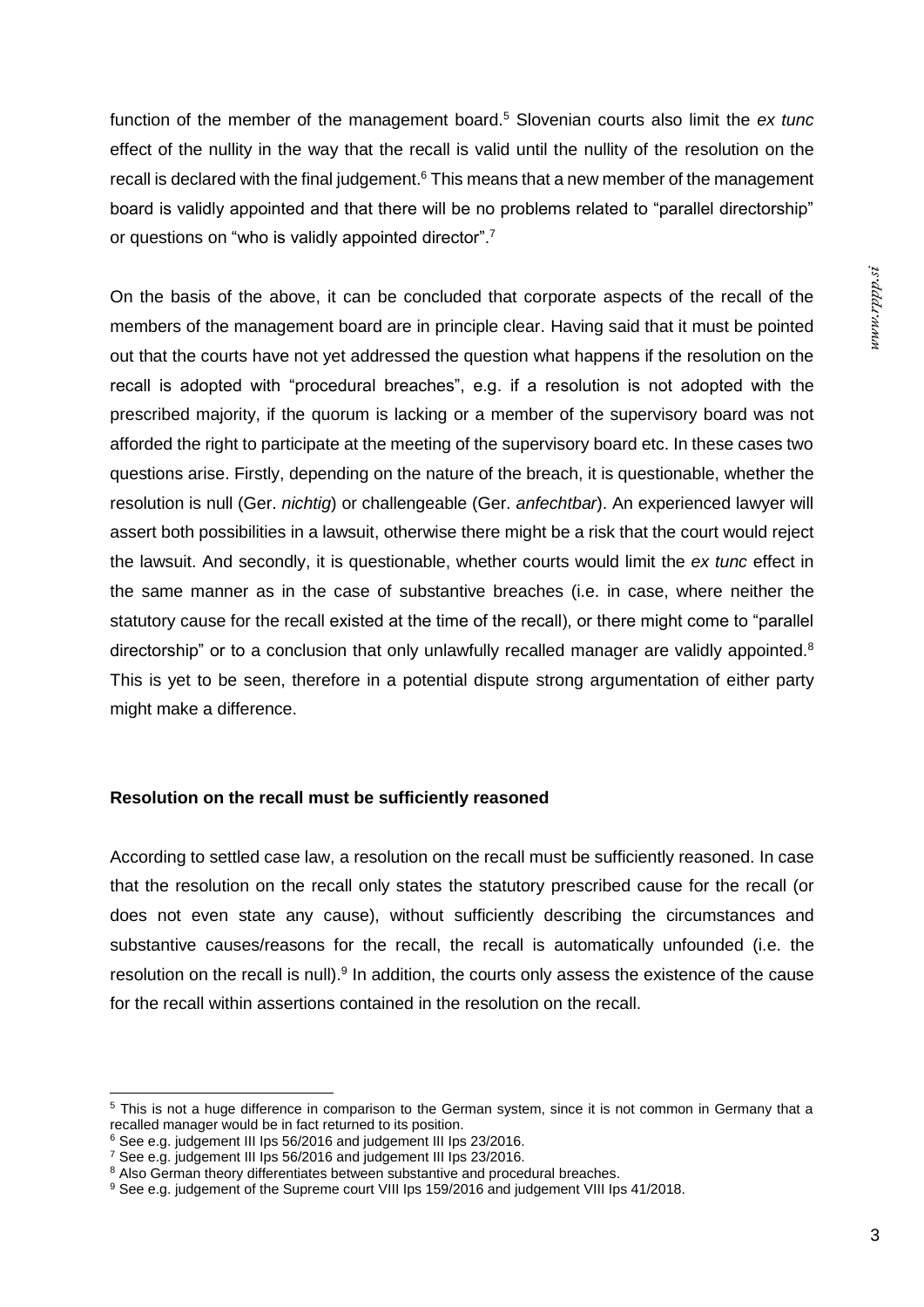function of the member of the management board.[5] Slovenian courts also limit the *ex tunc* effect of the nullity in the way that the recall is valid until the nullity of the resolution on the recall is declared with the final judgement.[6] This means that a new member of the management board is validly appointed and that there will be no problems related to "parallel directorship" or questions on "who is validly appointed director".[7]

On the basis of the above, it can be concluded that corporate aspects of the recall of the members of the management board are in principle clear. Having said that it must be pointed out that the courts have not yet addressed the question what happens if the resolution on the recall is adopted with "procedural breaches", e.g. if a resolution is not adopted with the prescribed majority, if the quorum is lacking or a member of the supervisory board was not afforded the right to participate at the meeting of the supervisory board etc. In these cases two questions arise. Firstly, depending on the nature of the breach, it is questionable, whether the resolution is null (Ger. *nichtig*) or challengeable (Ger. *anfechtbar*). An experienced lawyer will assert both possibilities in a lawsuit, otherwise there might be a risk that the court would reject the lawsuit. And secondly, it is questionable, whether courts would limit the *ex tunc* effect in the same manner as in the case of substantive breaches (i.e. in case, where neither the statutory cause for the recall existed at the time of the recall), or there might come to "parallel directorship" or to a conclusion that only unlawfully recalled manager are validly appointed.[8] This is yet to be seen, therefore in a potential dispute strong argumentation of either party might make a difference.

**Resolution on the recall must be sufficiently reasoned**

According to settled case law, a resolution on the recall must be sufficiently reasoned. In case that the resolution on the recall only states the statutory prescribed cause for the recall (or does not even state any cause), without sufficiently describing the circumstances and substantive causes/reasons for the recall, the recall is automatically unfounded (i.e. the resolution on the recall is null).[9] In addition, the courts only assess the existence of the cause for the recall within assertions contained in the resolution on the recall.

---

[5] This is not a huge difference in comparison to the German system, since it is not common in Germany that a recalled manager would be in fact returned to its position.

[6] See e.g. judgement III Ips 56/2016 and judgement III Ips 23/2016.

[7] See e.g. judgement III Ips 56/2016 and judgement III Ips 23/2016.

[8] Also German theory differentiates between substantive and procedural breaches.

[9] See e.g. judgement of the Supreme court VIII Ips 159/2016 and judgement VIII Ips 41/2018.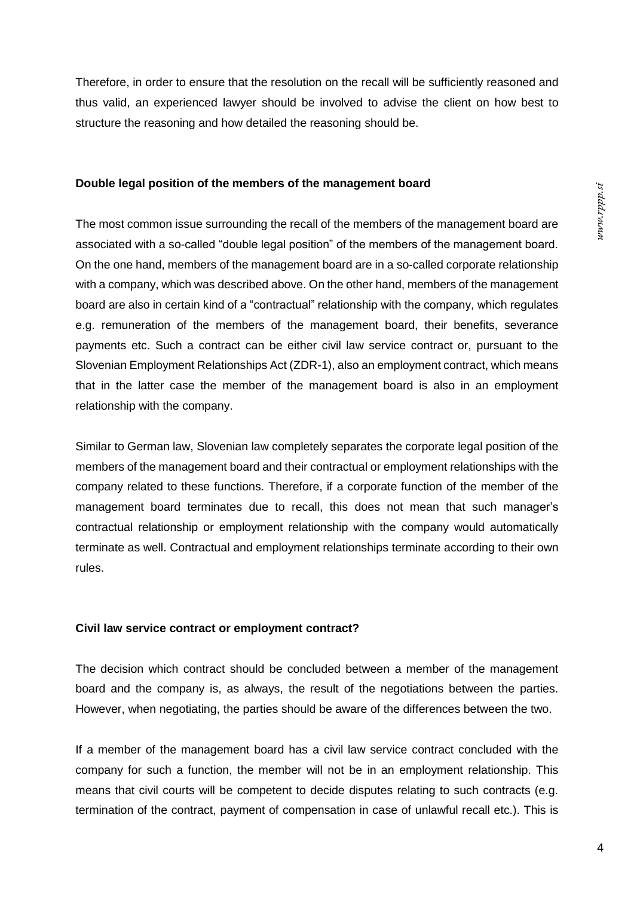Therefore, in order to ensure that the resolution on the recall will be sufficiently reasoned and thus valid, an experienced lawyer should be involved to advise the client on how best to structure the reasoning and how detailed the reasoning should be.

**Double legal position of the members of the management board**

The most common issue surrounding the recall of the members of the management board are associated with a so-called "double legal position" of the members of the management board. On the one hand, members of the management board are in a so-called corporate relationship with a company, which was described above. On the other hand, members of the management board are also in certain kind of a "contractual" relationship with the company, which regulates e.g. remuneration of the members of the management board, their benefits, severance payments etc. Such a contract can be either civil law service contract or, pursuant to the Slovenian Employment Relationships Act (ZDR-1), also an employment contract, which means that in the latter case the member of the management board is also in an employment relationship with the company.

Similar to German law, Slovenian law completely separates the corporate legal position of the members of the management board and their contractual or employment relationships with the company related to these functions. Therefore, if a corporate function of the member of the management board terminates due to recall, this does not mean that such manager's contractual relationship or employment relationship with the company would automatically terminate as well. Contractual and employment relationships terminate according to their own rules.

**Civil law service contract or employment contract?**

The decision which contract should be concluded between a member of the management board and the company is, as always, the result of the negotiations between the parties. However, when negotiating, the parties should be aware of the differences between the two.

If a member of the management board has a civil law service contract concluded with the company for such a function, the member will not be in an employment relationship. This means that civil courts will be competent to decide disputes relating to such contracts (e.g. termination of the contract, payment of compensation in case of unlawful recall etc.). This is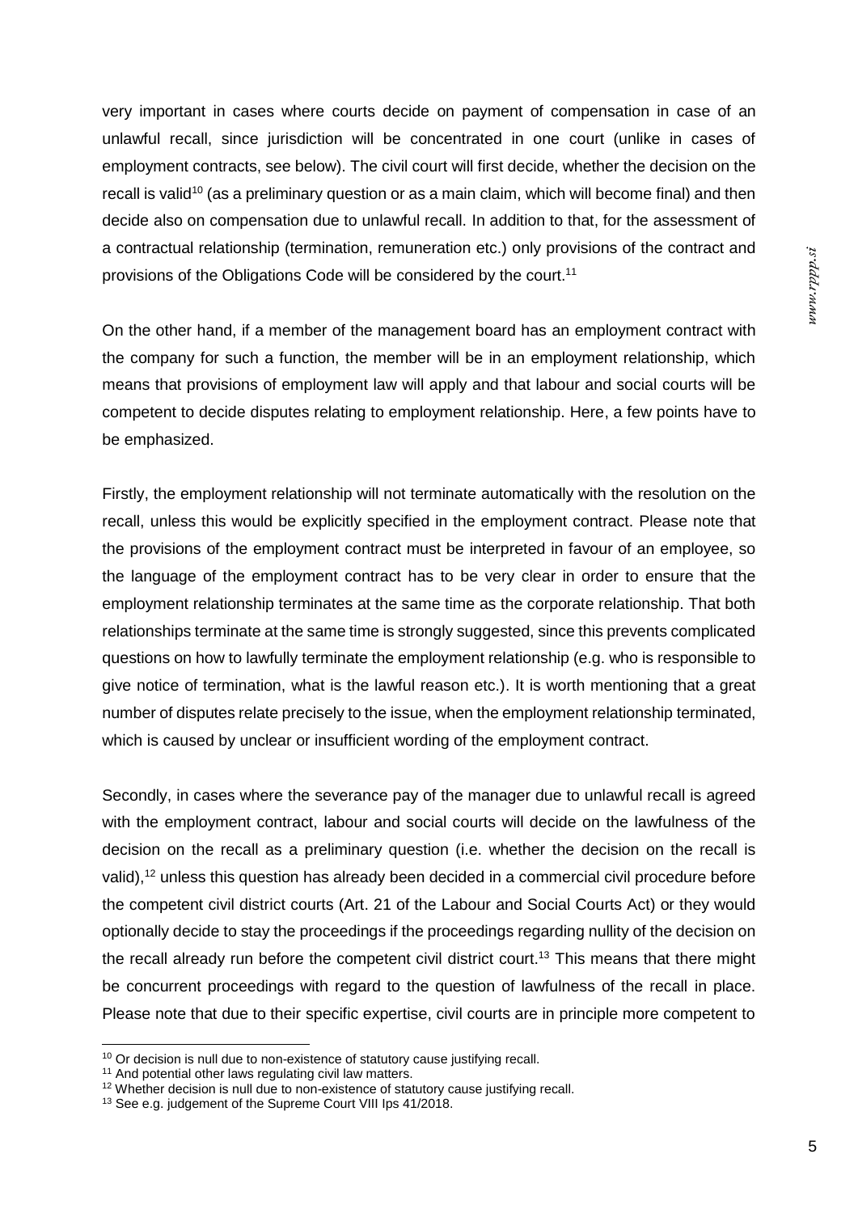very important in cases where courts decide on payment of compensation in case of an unlawful recall, since jurisdiction will be concentrated in one court (unlike in cases of employment contracts, see below). The civil court will first decide, whether the decision on the recall is valid[10] (as a preliminary question or as a main claim, which will become final) and then decide also on compensation due to unlawful recall. In addition to that, for the assessment of a contractual relationship (termination, remuneration etc.) only provisions of the contract and provisions of the Obligations Code will be considered by the court.[11]

On the other hand, if a member of the management board has an employment contract with the company for such a function, the member will be in an employment relationship, which means that provisions of employment law will apply and that labour and social courts will be competent to decide disputes relating to employment relationship. Here, a few points have to be emphasized.

Firstly, the employment relationship will not terminate automatically with the resolution on the recall, unless this would be explicitly specified in the employment contract. Please note that the provisions of the employment contract must be interpreted in favour of an employee, so the language of the employment contract has to be very clear in order to ensure that the employment relationship terminates at the same time as the corporate relationship. That both relationships terminate at the same time is strongly suggested, since this prevents complicated questions on how to lawfully terminate the employment relationship (e.g. who is responsible to give notice of termination, what is the lawful reason etc.). It is worth mentioning that a great number of disputes relate precisely to the issue, when the employment relationship terminated, which is caused by unclear or insufficient wording of the employment contract.

Secondly, in cases where the severance pay of the manager due to unlawful recall is agreed with the employment contract, labour and social courts will decide on the lawfulness of the decision on the recall as a preliminary question (i.e. whether the decision on the recall is valid),[12] unless this question has already been decided in a commercial civil procedure before the competent civil district courts (Art. 21 of the Labour and Social Courts Act) or they would optionally decide to stay the proceedings if the proceedings regarding nullity of the decision on the recall already run before the competent civil district court.[13] This means that there might be concurrent proceedings with regard to the question of lawfulness of the recall in place. Please note that due to their specific expertise, civil courts are in principle more competent to

---

[10] Or decision is null due to non-existence of statutory cause justifying recall.

[11] And potential other laws regulating civil law matters.

[12] Whether decision is null due to non-existence of statutory cause justifying recall.

[13] See e.g. judgement of the Supreme Court VIII Ips 41/2018.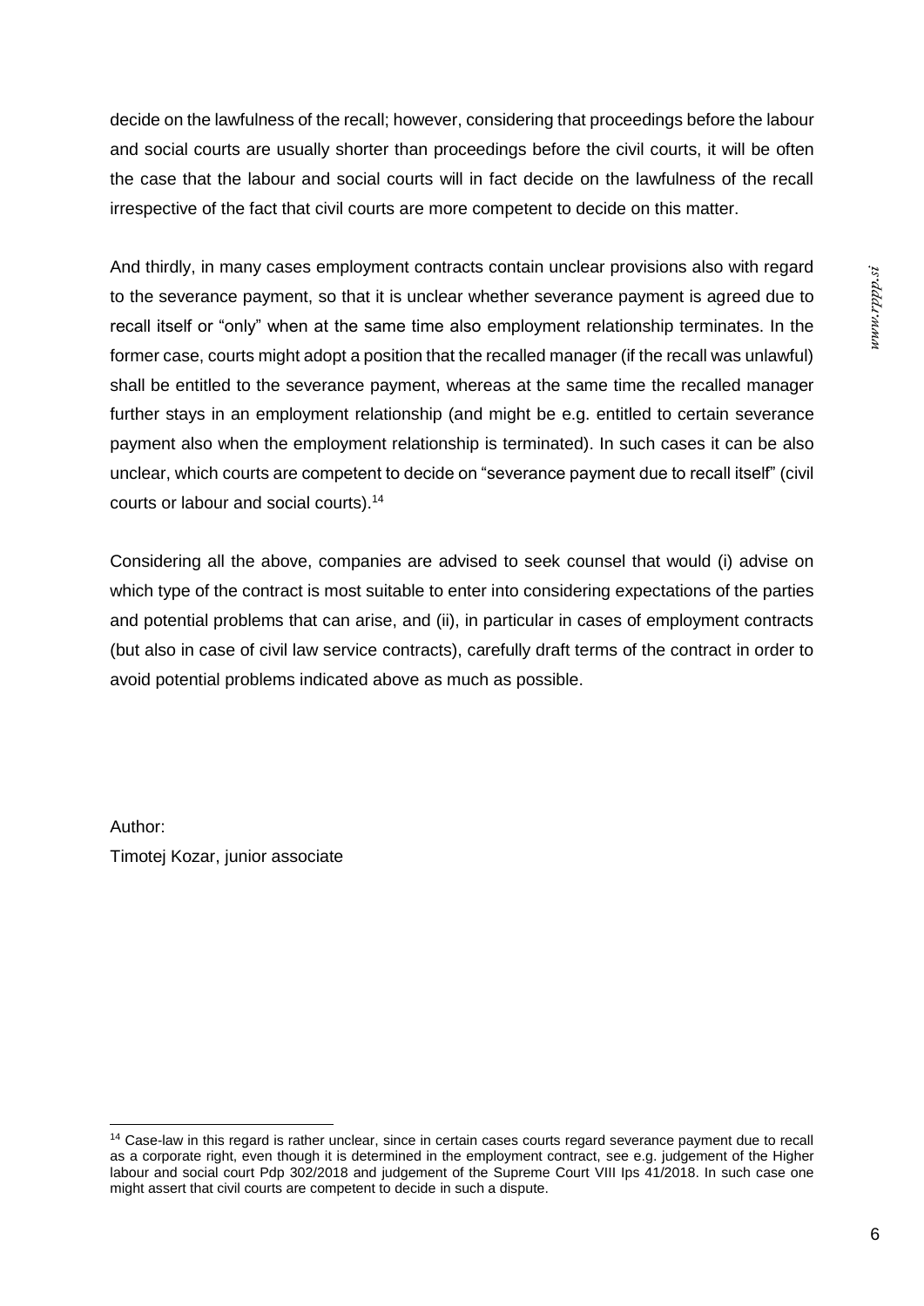decide on the lawfulness of the recall; however, considering that proceedings before the labour and social courts are usually shorter than proceedings before the civil courts, it will be often the case that the labour and social courts will in fact decide on the lawfulness of the recall irrespective of the fact that civil courts are more competent to decide on this matter.

And thirdly, in many cases employment contracts contain unclear provisions also with regard to the severance payment, so that it is unclear whether severance payment is agreed due to recall itself or "only" when at the same time also employment relationship terminates. In the former case, courts might adopt a position that the recalled manager (if the recall was unlawful) shall be entitled to the severance payment, whereas at the same time the recalled manager further stays in an employment relationship (and might be e.g. entitled to certain severance payment also when the employment relationship is terminated). In such cases it can be also unclear, which courts are competent to decide on "severance payment due to recall itself" (civil courts or labour and social courts).[14]

Considering all the above, companies are advised to seek counsel that would (i) advise on which type of the contract is most suitable to enter into considering expectations of the parties and potential problems that can arise, and (ii), in particular in cases of employment contracts (but also in case of civil law service contracts), carefully draft terms of the contract in order to avoid potential problems indicated above as much as possible.

Author:
Timotej Kozar, junior associate

[14] Case-law in this regard is rather unclear, since in certain cases courts regard severance payment due to recall as a corporate right, even though it is determined in the employment contract, see e.g. judgement of the Higher labour and social court Pdp 302/2018 and judgement of the Supreme Court VIII Ips 41/2018. In such case one might assert that civil courts are competent to decide in such a dispute.